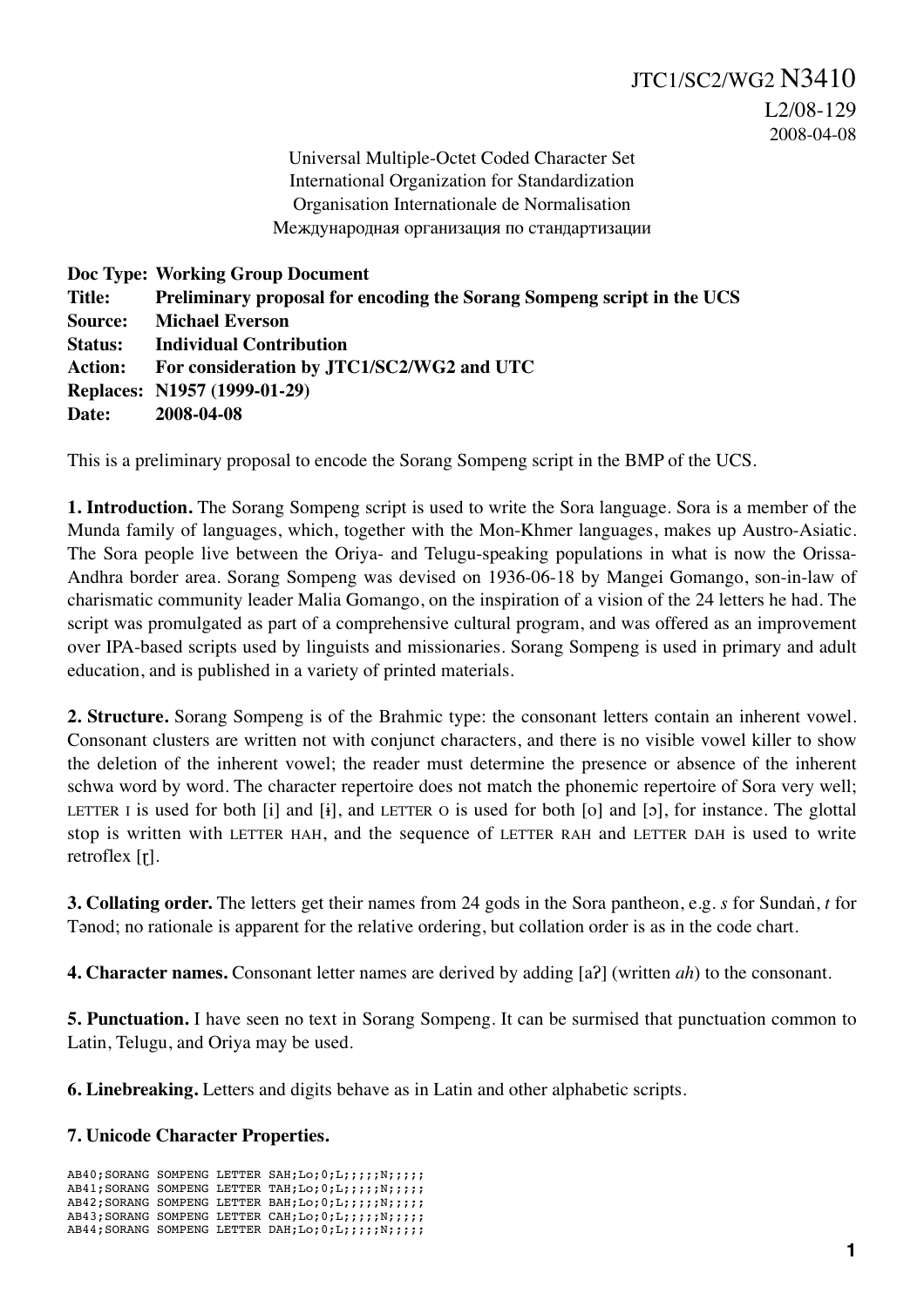JTC1/SC2/WG2 N3410
L2/08-129
2008-04-08

Universal Multiple-Octet Coded Character Set
International Organization for Standardization
Organisation Internationale de Normalisation
Международная организация по стандартизации

**Doc Type: Working Group Document**
**Title: Preliminary proposal for encoding the Sorang Sompeng script in the UCS**
**Source: Michael Everson**
**Status: Individual Contribution**
**Action: For consideration by JTC1/SC2/WG2 and UTC**
**Replaces: N1957 (1999-01-29)**
**Date: 2008-04-08**

This is a preliminary proposal to encode the Sorang Sompeng script in the BMP of the UCS.

**1. Introduction.** The Sorang Sompeng script is used to write the Sora language. Sora is a member of the Munda family of languages, which, together with the Mon-Khmer languages, makes up Austro-Asiatic. The Sora people live between the Oriya- and Telugu-speaking populations in what is now the Orissa-Andhra border area. Sorang Sompeng was devised on 1936-06-18 by Mangei Gomango, son-in-law of charismatic community leader Malia Gomango, on the inspiration of a vision of the 24 letters he had. The script was promulgated as part of a comprehensive cultural program, and was offered as an improvement over IPA-based scripts used by linguists and missionaries. Sorang Sompeng is used in primary and adult education, and is published in a variety of printed materials.

**2. Structure.** Sorang Sompeng is of the Brahmic type: the consonant letters contain an inherent vowel. Consonant clusters are written not with conjunct characters, and there is no visible vowel killer to show the deletion of the inherent vowel; the reader must determine the presence or absence of the inherent schwa word by word. The character repertoire does not match the phonemic repertoire of Sora very well; LETTER I is used for both [i] and [ɨ], and LETTER O is used for both [o] and [ɔ], for instance. The glottal stop is written with LETTER HAH, and the sequence of LETTER RAH and LETTER DAH is used to write retroflex [ɽ].

**3. Collating order.** The letters get their names from 24 gods in the Sora pantheon, e.g. *s* for Sundaṅ, *t* for Tənod; no rationale is apparent for the relative ordering, but collation order is as in the code chart.

**4. Character names.** Consonant letter names are derived by adding [aʔ] (written *ah*) to the consonant.

**5. Punctuation.** I have seen no text in Sorang Sompeng. It can be surmised that punctuation common to Latin, Telugu, and Oriya may be used.

**6. Linebreaking.** Letters and digits behave as in Latin and other alphabetic scripts.

**7. Unicode Character Properties.**

```
AB40;SORANG SOMPENG LETTER SAH;Lo;0;L;;;;;N;;;;;
AB41;SORANG SOMPENG LETTER TAH;Lo;0;L;;;;;N;;;;;
AB42;SORANG SOMPENG LETTER BAH;Lo;0;L;;;;;N;;;;;
AB43;SORANG SOMPENG LETTER CAH;Lo;0;L;;;;;N;;;;;
AB44;SORANG SOMPENG LETTER DAH;Lo;0;L;;;;;N;;;;;
```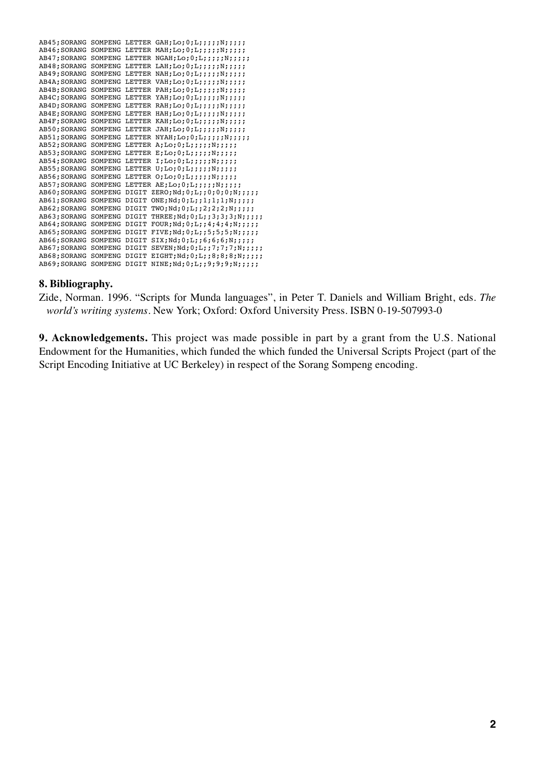```
AB45;SORANG SOMPENG LETTER GAH;Lo;0;L;;;;;N;;;;;
AB46;SORANG SOMPENG LETTER MAH;Lo;0;L;;;;;N;;;;;
AB47;SORANG SOMPENG LETTER NGAH;Lo;0;L;;;;;N;;;;;
AB48;SORANG SOMPENG LETTER LAH;Lo;0;L;;;;;N;;;;;
AB49;SORANG SOMPENG LETTER NAH;Lo;0;L;;;;;N;;;;;
AB4A;SORANG SOMPENG LETTER VAH;Lo;0;L;;;;;N;;;;;
AB4B;SORANG SOMPENG LETTER PAH;Lo;0;L;;;;;N;;;;;
AB4C;SORANG SOMPENG LETTER YAH;Lo;0;L;;;;;N;;;;;
AB4D;SORANG SOMPENG LETTER RAH;Lo;0;L;;;;;N;;;;;
AB4E;SORANG SOMPENG LETTER HAH;Lo;0;L;;;;;N;;;;;
AB4F;SORANG SOMPENG LETTER KAH;Lo;0;L;;;;;N;;;;;
AB50;SORANG SOMPENG LETTER JAH;Lo;0;L;;;;;N;;;;;
AB51;SORANG SOMPENG LETTER NYAH;Lo;0;L;;;;;N;;;;;
AB52;SORANG SOMPENG LETTER A;Lo;0;L;;;;;N;;;;;
AB53;SORANG SOMPENG LETTER E;Lo;0;L;;;;;N;;;;;
AB54;SORANG SOMPENG LETTER I;Lo;0;L;;;;;N;;;;;
AB55;SORANG SOMPENG LETTER U;Lo;0;L;;;;;N;;;;;
AB56;SORANG SOMPENG LETTER O;Lo;0;L;;;;;N;;;;;
AB57;SORANG SOMPENG LETTER AE;Lo;0;L;;;;;N;;;;;
AB60;SORANG SOMPENG DIGIT ZERO;Nd;0;L;;0;0;0;N;;;;;
AB61;SORANG SOMPENG DIGIT ONE;Nd;0;L;;1;1;1;N;;;;;
AB62;SORANG SOMPENG DIGIT TWO;Nd;0;L;;2;2;2;N;;;;;
AB63;SORANG SOMPENG DIGIT THREE;Nd;0;L;;3;3;3;N;;;;;
AB64;SORANG SOMPENG DIGIT FOUR;Nd;0;L;;4;4;4;N;;;;;
AB65;SORANG SOMPENG DIGIT FIVE;Nd;0;L;;5;5;5;N;;;;;
AB66;SORANG SOMPENG DIGIT SIX;Nd;0;L;;6;6;6;N;;;;;
AB67;SORANG SOMPENG DIGIT SEVEN;Nd;0;L;;7;7;7;N;;;;;
AB68;SORANG SOMPENG DIGIT EIGHT;Nd;0;L;;8;8;8;N;;;;;
AB69;SORANG SOMPENG DIGIT NINE;Nd;0;L;;9;9;9;N;;;;;
```

**8. Bibliography.**

Zide, Norman. 1996. "Scripts for Munda languages", in Peter T. Daniels and William Bright, eds. *The world's writing systems*. New York; Oxford: Oxford University Press. ISBN 0-19-507993-0

**9. Acknowledgements.** This project was made possible in part by a grant from the U.S. National Endowment for the Humanities, which funded the which funded the Universal Scripts Project (part of the Script Encoding Initiative at UC Berkeley) in respect of the Sorang Sompeng encoding.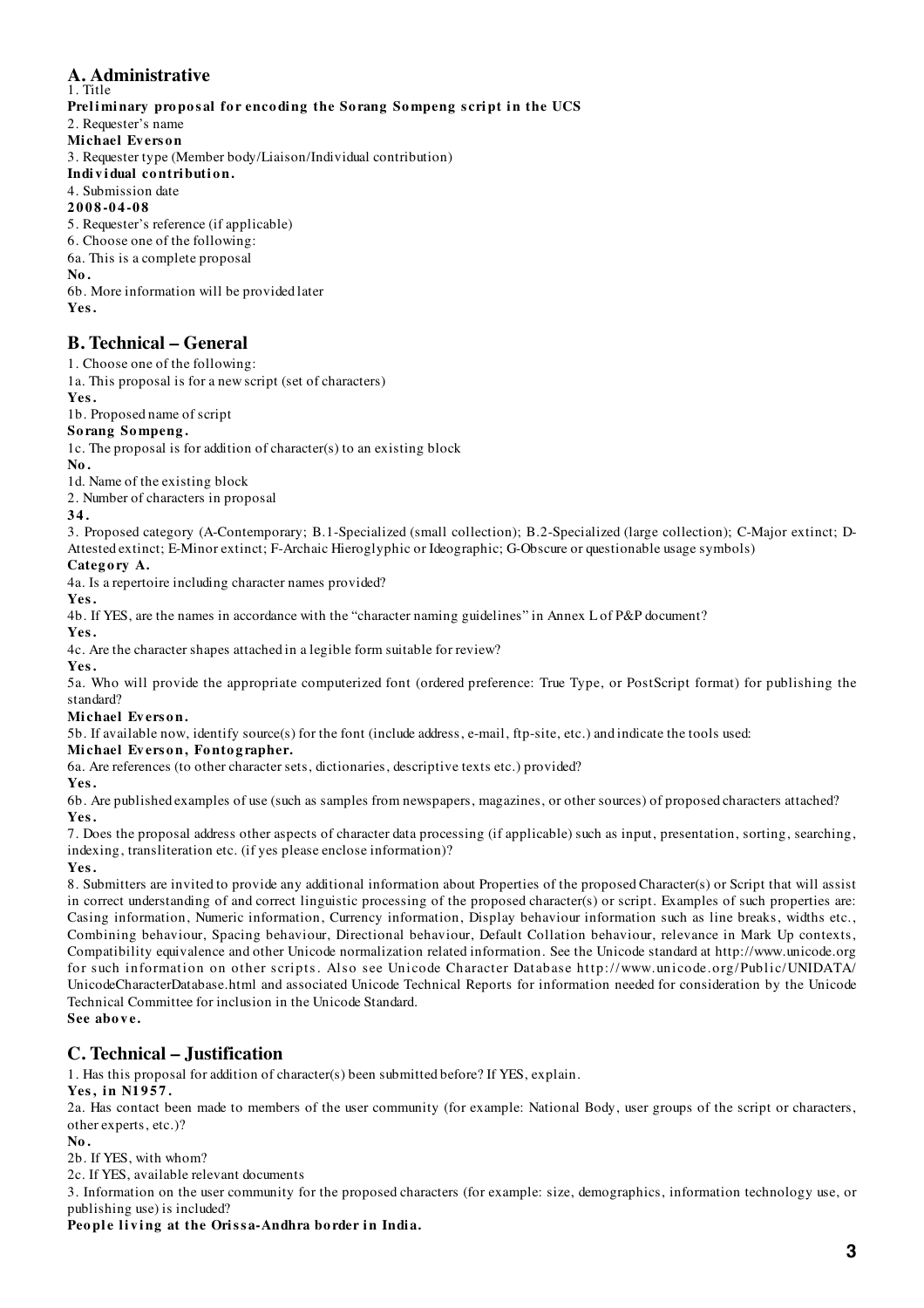## A. Administrative

1. Title

**Preliminary proposal for encoding the Sorang Sompeng script in the UCS**

2. Requester's name

**Michael Everson**

3. Requester type (Member body/Liaison/Individual contribution)

**Individual contribution.**

4. Submission date

**2008-04-08**

5. Requester's reference (if applicable)

6. Choose one of the following:

6a. This is a complete proposal

**No.**

6b. More information will be provided later

**Yes.**

## B. Technical – General

1. Choose one of the following:

1a. This proposal is for a new script (set of characters)

**Yes.**

1b. Proposed name of script

**Sorang Sompeng.**

1c. The proposal is for addition of character(s) to an existing block

**No.**

1d. Name of the existing block

2. Number of characters in proposal

**34.**

3. Proposed category (A-Contemporary; B.1-Specialized (small collection); B.2-Specialized (large collection); C-Major extinct; D-Attested extinct; E-Minor extinct; F-Archaic Hieroglyphic or Ideographic; G-Obscure or questionable usage symbols)

**Category A.**

4a. Is a repertoire including character names provided?

**Yes.**

4b. If YES, are the names in accordance with the "character naming guidelines" in Annex L of P&P document?

**Yes.**

4c. Are the character shapes attached in a legible form suitable for review?

**Yes.**

5a. Who will provide the appropriate computerized font (ordered preference: True Type, or PostScript format) for publishing the standard?

**Michael Everson.**

5b. If available now, identify source(s) for the font (include address, e-mail, ftp-site, etc.) and indicate the tools used:

**Michael Everson, Fontographer.**

6a. Are references (to other character sets, dictionaries, descriptive texts etc.) provided?

**Yes.**

6b. Are published examples of use (such as samples from newspapers, magazines, or other sources) of proposed characters attached?

**Yes.**

7. Does the proposal address other aspects of character data processing (if applicable) such as input, presentation, sorting, searching, indexing, transliteration etc. (if yes please enclose information)?

**Yes.**

8. Submitters are invited to provide any additional information about Properties of the proposed Character(s) or Script that will assist in correct understanding of and correct linguistic processing of the proposed character(s) or script. Examples of such properties are: Casing information, Numeric information, Currency information, Display behaviour information such as line breaks, widths etc., Combining behaviour, Spacing behaviour, Directional behaviour, Default Collation behaviour, relevance in Mark Up contexts, Compatibility equivalence and other Unicode normalization related information. See the Unicode standard at http://www.unicode.org for such information on other scripts. Also see Unicode Character Database http://www.unicode.org/Public/UNIDATA/UnicodeCharacterDatabase.html and associated Unicode Technical Reports for information needed for consideration by the Unicode Technical Committee for inclusion in the Unicode Standard.

**See above.**

## C. Technical – Justification

1. Has this proposal for addition of character(s) been submitted before? If YES, explain.

**Yes, in N1957.**

2a. Has contact been made to members of the user community (for example: National Body, user groups of the script or characters, other experts, etc.)?

**No.**

2b. If YES, with whom?

2c. If YES, available relevant documents

3. Information on the user community for the proposed characters (for example: size, demographics, information technology use, or publishing use) is included?

**People living at the Orissa-Andhra border in India.**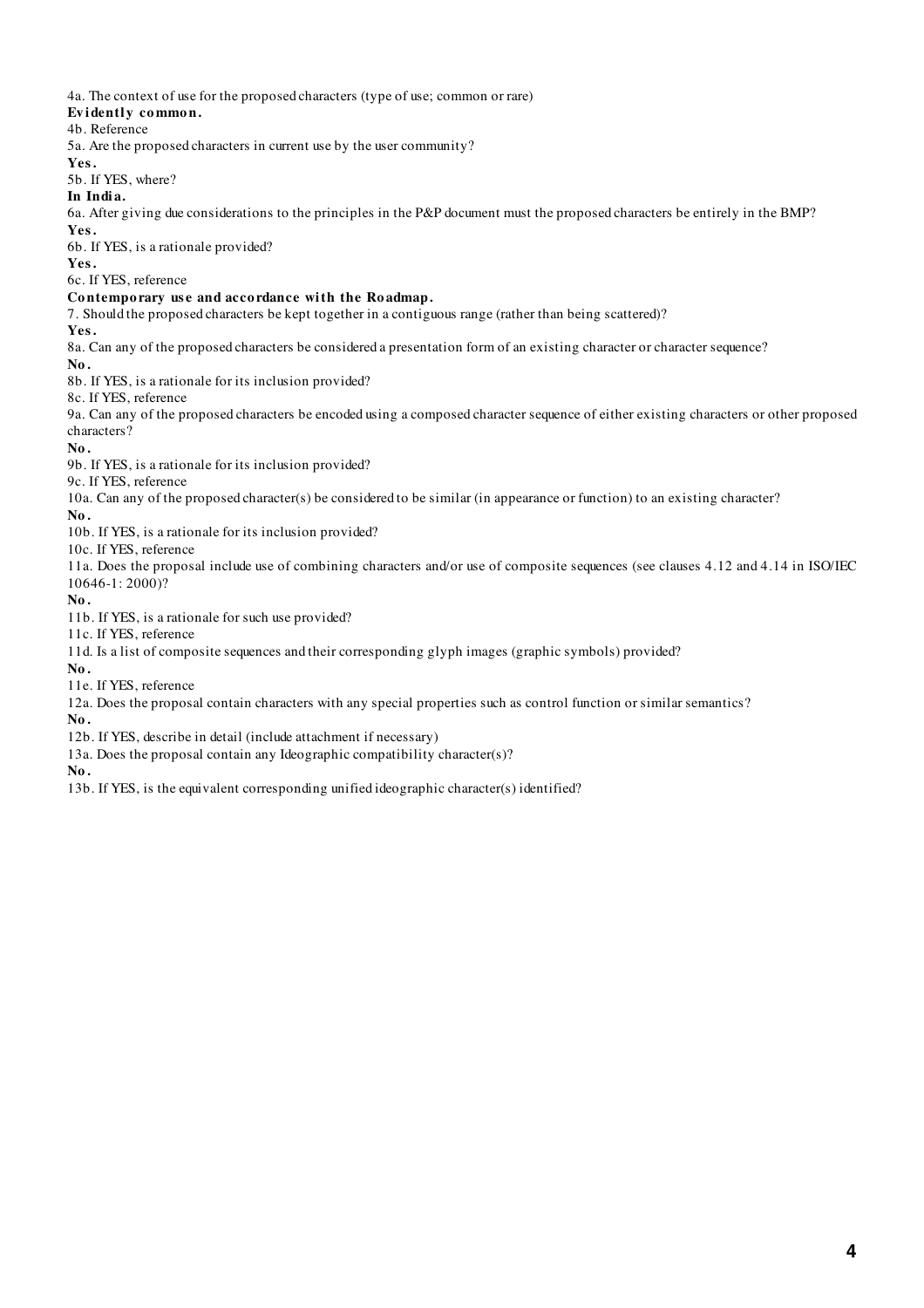4a. The context of use for the proposed characters (type of use; common or rare)

**Evidently common.**

4b. Reference

5a. Are the proposed characters in current use by the user community?

**Yes.**

5b. If YES, where?

**In India.**

6a. After giving due considerations to the principles in the P&P document must the proposed characters be entirely in the BMP?

**Yes.**

6b. If YES, is a rationale provided?

**Yes.**

6c. If YES, reference

**Contemporary use and accordance with the Roadmap.**

7. Should the proposed characters be kept together in a contiguous range (rather than being scattered)?

**Yes.**

8a. Can any of the proposed characters be considered a presentation form of an existing character or character sequence?

**No.**

8b. If YES, is a rationale for its inclusion provided?

8c. If YES, reference

9a. Can any of the proposed characters be encoded using a composed character sequence of either existing characters or other proposed characters?

**No.**

9b. If YES, is a rationale for its inclusion provided?

9c. If YES, reference

10a. Can any of the proposed character(s) be considered to be similar (in appearance or function) to an existing character?

**No.**

10b. If YES, is a rationale for its inclusion provided?

10c. If YES, reference

11a. Does the proposal include use of combining characters and/or use of composite sequences (see clauses 4.12 and 4.14 in ISO/IEC 10646-1: 2000)?

**No.**

11b. If YES, is a rationale for such use provided?

11c. If YES, reference

11d. Is a list of composite sequences and their corresponding glyph images (graphic symbols) provided?

**No.**

11e. If YES, reference

12a. Does the proposal contain characters with any special properties such as control function or similar semantics?

**No.**

12b. If YES, describe in detail (include attachment if necessary)

13a. Does the proposal contain any Ideographic compatibility character(s)?

**No.**

13b. If YES, is the equivalent corresponding unified ideographic character(s) identified?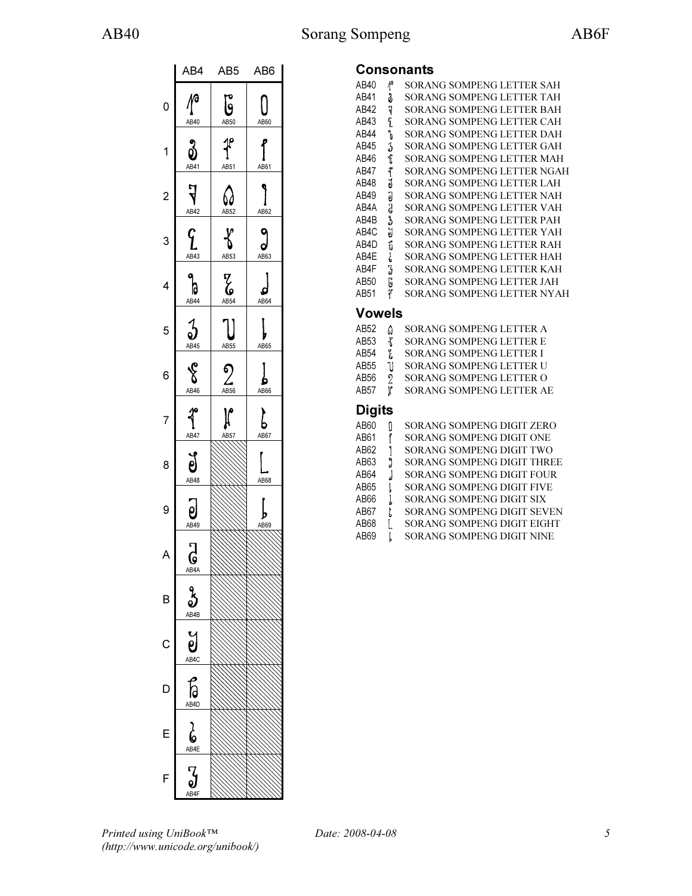# Sorang Sompeng

| | AB4 | AB5 | AB6 |
|---|---|---|---|
| 0 | AB40 | AB50 | AB60 |
| 1 | AB41 | AB51 | AB61 |
| 2 | AB42 | AB52 | AB62 |
| 3 | AB43 | AB53 | AB63 |
| 4 | AB44 | AB54 | AB64 |
| 5 | AB45 | AB55 | AB65 |
| 6 | AB46 | AB56 | AB66 |
| 7 | AB47 | AB57 | AB67 |
| 8 | AB48 | | AB68 |
| 9 | AB49 | | AB69 |
| A | AB4A | | |
| B | AB4B | | |
| C | AB4C | | |
| D | AB4D | | |
| E | AB4E | | |
| F | AB4F | | |

## Consonants

| | |
|---|---|
| AB40 | SORANG SOMPENG LETTER SAH |
| AB41 | SORANG SOMPENG LETTER TAH |
| AB42 | SORANG SOMPENG LETTER BAH |
| AB43 | SORANG SOMPENG LETTER CAH |
| AB44 | SORANG SOMPENG LETTER DAH |
| AB45 | SORANG SOMPENG LETTER GAH |
| AB46 | SORANG SOMPENG LETTER MAH |
| AB47 | SORANG SOMPENG LETTER NGAH |
| AB48 | SORANG SOMPENG LETTER LAH |
| AB49 | SORANG SOMPENG LETTER NAH |
| AB4A | SORANG SOMPENG LETTER VAH |
| AB4B | SORANG SOMPENG LETTER PAH |
| AB4C | SORANG SOMPENG LETTER YAH |
| AB4D | SORANG SOMPENG LETTER RAH |
| AB4E | SORANG SOMPENG LETTER HAH |
| AB4F | SORANG SOMPENG LETTER KAH |
| AB50 | SORANG SOMPENG LETTER JAH |
| AB51 | SORANG SOMPENG LETTER NYAH |

## Vowels

| | |
|---|---|
| AB52 | SORANG SOMPENG LETTER A |
| AB53 | SORANG SOMPENG LETTER E |
| AB54 | SORANG SOMPENG LETTER I |
| AB55 | SORANG SOMPENG LETTER U |
| AB56 | SORANG SOMPENG LETTER O |
| AB57 | SORANG SOMPENG LETTER AE |

## Digits

| | |
|---|---|
| AB60 | SORANG SOMPENG DIGIT ZERO |
| AB61 | SORANG SOMPENG DIGIT ONE |
| AB62 | SORANG SOMPENG DIGIT TWO |
| AB63 | SORANG SOMPENG DIGIT THREE |
| AB64 | SORANG SOMPENG DIGIT FOUR |
| AB65 | SORANG SOMPENG DIGIT FIVE |
| AB66 | SORANG SOMPENG DIGIT SIX |
| AB67 | SORANG SOMPENG DIGIT SEVEN |
| AB68 | SORANG SOMPENG DIGIT EIGHT |
| AB69 | SORANG SOMPENG DIGIT NINE |

*Printed using UniBook™ (http://www.unicode.org/unibook/)*

*Date: 2008-04-08*